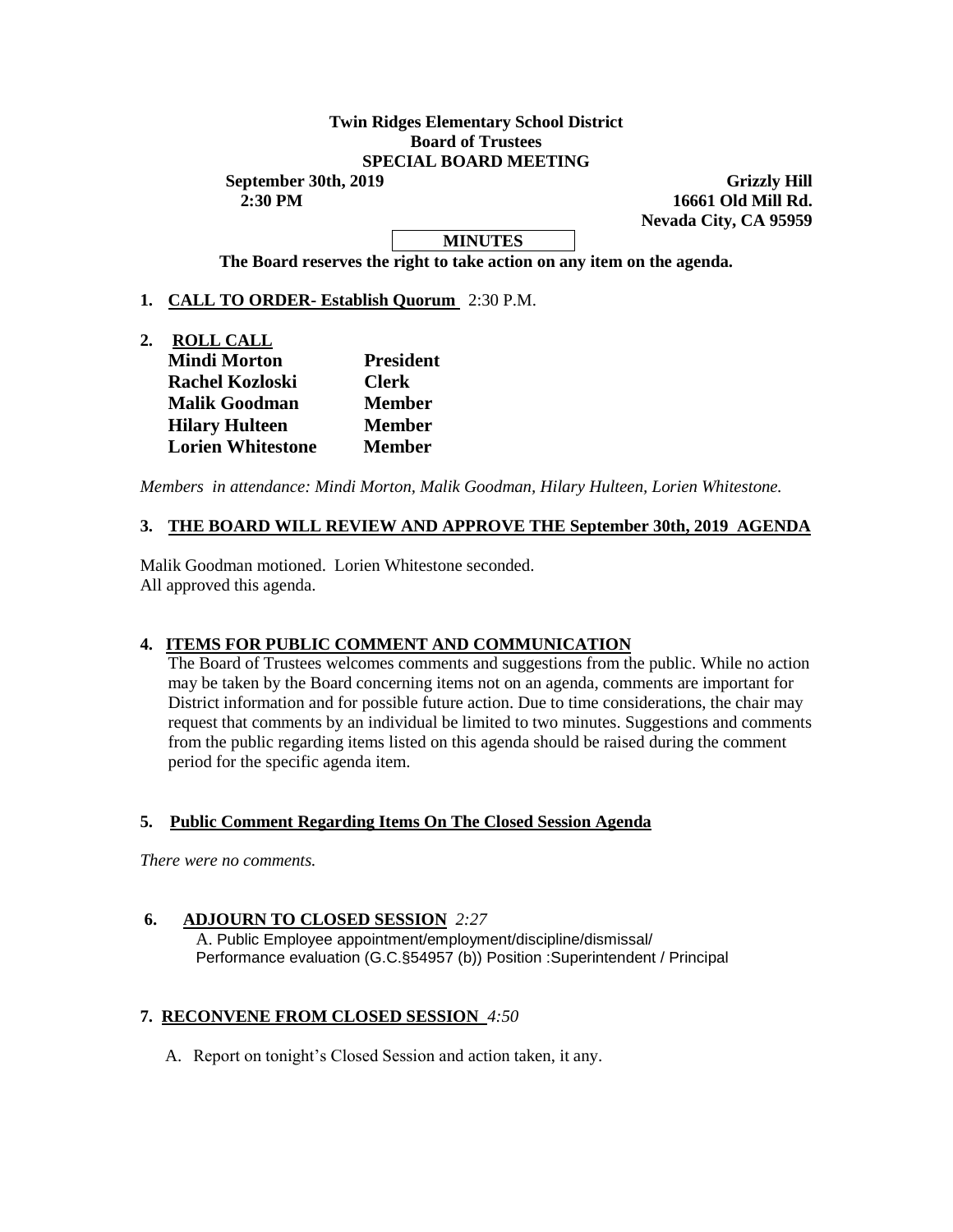**Twin Ridges Elementary School District**
**Board of Trustees**
**SPECIAL BOARD MEETING**

**September 30th, 2019**
**2:30 PM**

**Grizzly Hill**
**16661 Old Mill Rd.**
**Nevada City, CA 95959**

**MINUTES**

**The Board reserves the right to take action on any item on the agenda.**

1. **CALL TO ORDER- Establish Quorum** 2:30 P.M.

2. **ROLL CALL**

| | |
|---|---|
| **Mindi Morton** | **President** |
| **Rachel Kozloski** | **Clerk** |
| **Malik Goodman** | **Member** |
| **Hilary Hulteen** | **Member** |
| **Lorien Whitestone** | **Member** |

*Members in attendance: Mindi Morton, Malik Goodman, Hilary Hulteen, Lorien Whitestone.*

## 3. THE BOARD WILL REVIEW AND APPROVE THE September 30th, 2019 AGENDA

Malik Goodman motioned. Lorien Whitestone seconded.
All approved this agenda.

## 4. ITEMS FOR PUBLIC COMMENT AND COMMUNICATION

The Board of Trustees welcomes comments and suggestions from the public. While no action may be taken by the Board concerning items not on an agenda, comments are important for District information and for possible future action. Due to time considerations, the chair may request that comments by an individual be limited to two minutes. Suggestions and comments from the public regarding items listed on this agenda should be raised during the comment period for the specific agenda item.

## 5. Public Comment Regarding Items On The Closed Session Agenda

*There were no comments.*

## 6. ADJOURN TO CLOSED SESSION *2:27*

A. Public Employee appointment/employment/discipline/dismissal/ Performance evaluation (G.C.§54957 (b)) Position :Superintendent / Principal

## 7. RECONVENE FROM CLOSED SESSION *4:50*

A. Report on tonight's Closed Session and action taken, it any.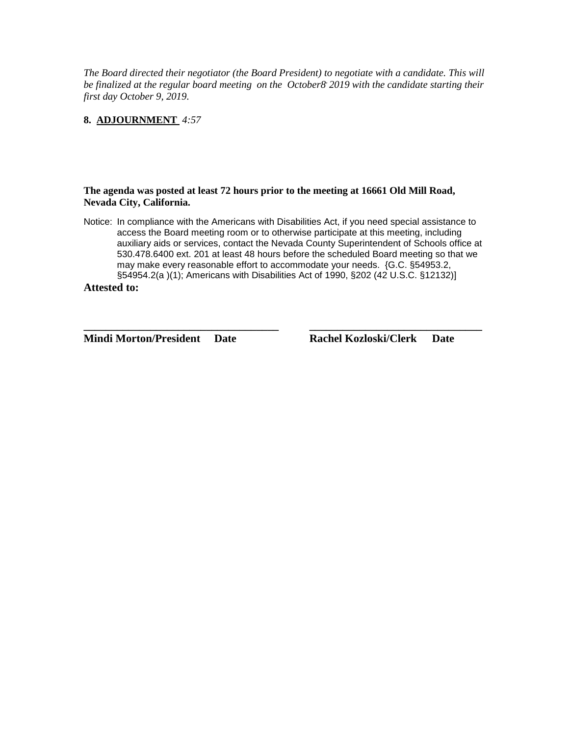*The Board directed their negotiator (the Board President) to negotiate with a candidate. This will be finalized at the regular board meeting on the October8, 2019 with the candidate starting their first day October 9, 2019.*

**8. ADJOURNMENT** *4:57*

**The agenda was posted at least 72 hours prior to the meeting at 16661 Old Mill Road, Nevada City, California.**

Notice: In compliance with the Americans with Disabilities Act, if you need special assistance to access the Board meeting room or to otherwise participate at this meeting, including auxiliary aids or services, contact the Nevada County Superintendent of Schools office at 530.478.6400 ext. 201 at least 48 hours before the scheduled Board meeting so that we may make every reasonable effort to accommodate your needs. {G.C. §54953.2, §54954.2(a )(1); Americans with Disabilities Act of 1990, §202 (42 U.S.C. §12132)]

**Attested to:**

**\_\_\_\_\_\_\_\_\_\_\_\_\_\_\_\_\_\_\_\_\_\_\_\_\_\_\_\_\_\_\_\_\_\_\_\_**
**Mindi Morton/President Date**

**\_\_\_\_\_\_\_\_\_\_\_\_\_\_\_\_\_\_\_\_\_\_\_\_\_\_\_\_\_\_\_\_**
**Rachel Kozloski/Clerk Date**